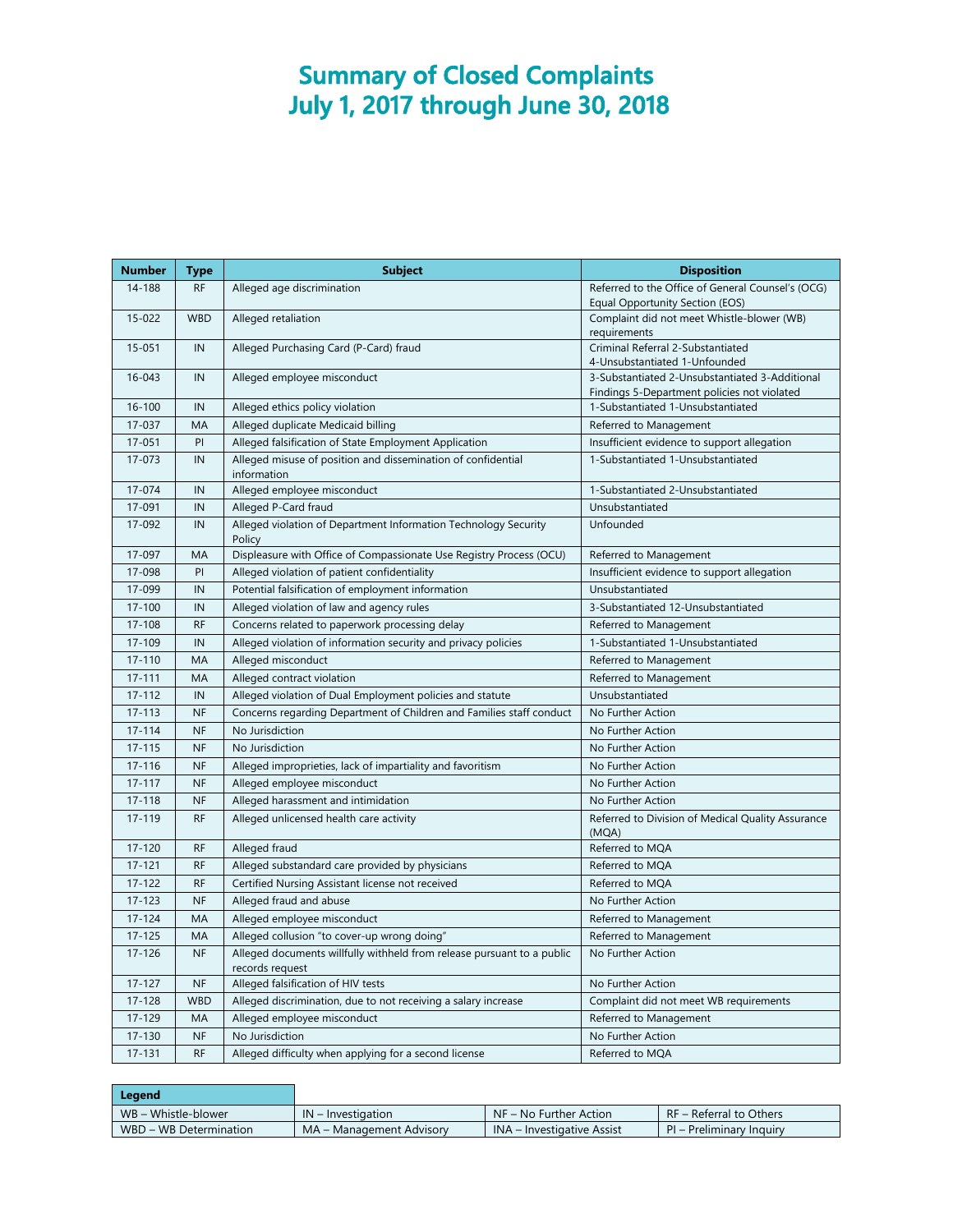# Summary of Closed Complaints
# July 1, 2017 through June 30, 2018

| Number | Type | Subject | Disposition |
|---|---|---|---|
| 14-188 | RF | Alleged age discrimination | Referred to the Office of General Counsel's (OCG) Equal Opportunity Section (EOS) |
| 15-022 | WBD | Alleged retaliation | Complaint did not meet Whistle-blower (WB) requirements |
| 15-051 | IN | Alleged Purchasing Card (P-Card) fraud | Criminal Referral 2-Substantiated 4-Unsubstantiated 1-Unfounded |
| 16-043 | IN | Alleged employee misconduct | 3-Substantiated 2-Unsubstantiated 3-Additional Findings 5-Department policies not violated |
| 16-100 | IN | Alleged ethics policy violation | 1-Substantiated 1-Unsubstantiated |
| 17-037 | MA | Alleged duplicate Medicaid billing | Referred to Management |
| 17-051 | PI | Alleged falsification of State Employment Application | Insufficient evidence to support allegation |
| 17-073 | IN | Alleged misuse of position and dissemination of confidential information | 1-Substantiated 1-Unsubstantiated |
| 17-074 | IN | Alleged employee misconduct | 1-Substantiated 2-Unsubstantiated |
| 17-091 | IN | Alleged P-Card fraud | Unsubstantiated |
| 17-092 | IN | Alleged violation of Department Information Technology Security Policy | Unfounded |
| 17-097 | MA | Displeasure with Office of Compassionate Use Registry Process (OCU) | Referred to Management |
| 17-098 | PI | Alleged violation of patient confidentiality | Insufficient evidence to support allegation |
| 17-099 | IN | Potential falsification of employment information | Unsubstantiated |
| 17-100 | IN | Alleged violation of law and agency rules | 3-Substantiated 12-Unsubstantiated |
| 17-108 | RF | Concerns related to paperwork processing delay | Referred to Management |
| 17-109 | IN | Alleged violation of information security and privacy policies | 1-Substantiated 1-Unsubstantiated |
| 17-110 | MA | Alleged misconduct | Referred to Management |
| 17-111 | MA | Alleged contract violation | Referred to Management |
| 17-112 | IN | Alleged violation of Dual Employment policies and statute | Unsubstantiated |
| 17-113 | NF | Concerns regarding Department of Children and Families staff conduct | No Further Action |
| 17-114 | NF | No Jurisdiction | No Further Action |
| 17-115 | NF | No Jurisdiction | No Further Action |
| 17-116 | NF | Alleged improprieties, lack of impartiality and favoritism | No Further Action |
| 17-117 | NF | Alleged employee misconduct | No Further Action |
| 17-118 | NF | Alleged harassment and intimidation | No Further Action |
| 17-119 | RF | Alleged unlicensed health care activity | Referred to Division of Medical Quality Assurance (MQA) |
| 17-120 | RF | Alleged fraud | Referred to MQA |
| 17-121 | RF | Alleged substandard care provided by physicians | Referred to MQA |
| 17-122 | RF | Certified Nursing Assistant license not received | Referred to MQA |
| 17-123 | NF | Alleged fraud and abuse | No Further Action |
| 17-124 | MA | Alleged employee misconduct | Referred to Management |
| 17-125 | MA | Alleged collusion "to cover-up wrong doing" | Referred to Management |
| 17-126 | NF | Alleged documents willfully withheld from release pursuant to a public records request | No Further Action |
| 17-127 | NF | Alleged falsification of HIV tests | No Further Action |
| 17-128 | WBD | Alleged discrimination, due to not receiving a salary increase | Complaint did not meet WB requirements |
| 17-129 | MA | Alleged employee misconduct | Referred to Management |
| 17-130 | NF | No Jurisdiction | No Further Action |
| 17-131 | RF | Alleged difficulty when applying for a second license | Referred to MQA |

| Legend | | | |
|---|---|---|---|
| WB – Whistle-blower | IN – Investigation | NF – No Further Action | RF – Referral to Others |
| WBD – WB Determination | MA – Management Advisory | INA – Investigative Assist | PI – Preliminary Inquiry |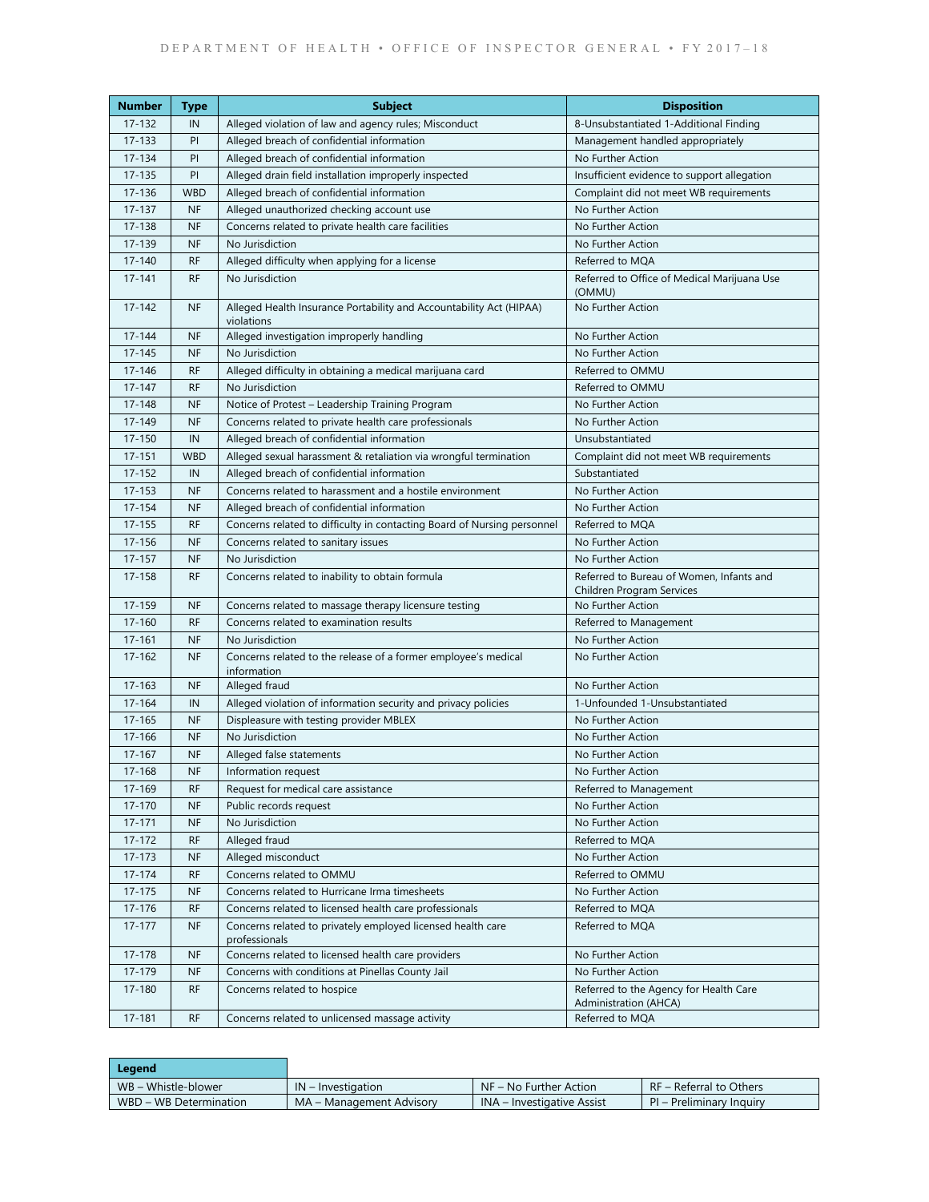| Number | Type | Subject | Disposition |
|---|---|---|---|
| 17-132 | IN | Alleged violation of law and agency rules; Misconduct | 8-Unsubstantiated 1-Additional Finding |
| 17-133 | PI | Alleged breach of confidential information | Management handled appropriately |
| 17-134 | PI | Alleged breach of confidential information | No Further Action |
| 17-135 | PI | Alleged drain field installation improperly inspected | Insufficient evidence to support allegation |
| 17-136 | WBD | Alleged breach of confidential information | Complaint did not meet WB requirements |
| 17-137 | NF | Alleged unauthorized checking account use | No Further Action |
| 17-138 | NF | Concerns related to private health care facilities | No Further Action |
| 17-139 | NF | No Jurisdiction | No Further Action |
| 17-140 | RF | Alleged difficulty when applying for a license | Referred to MQA |
| 17-141 | RF | No Jurisdiction | Referred to Office of Medical Marijuana Use (OMMU) |
| 17-142 | NF | Alleged Health Insurance Portability and Accountability Act (HIPAA) violations | No Further Action |
| 17-144 | NF | Alleged investigation improperly handling | No Further Action |
| 17-145 | NF | No Jurisdiction | No Further Action |
| 17-146 | RF | Alleged difficulty in obtaining a medical marijuana card | Referred to OMMU |
| 17-147 | RF | No Jurisdiction | Referred to OMMU |
| 17-148 | NF | Notice of Protest – Leadership Training Program | No Further Action |
| 17-149 | NF | Concerns related to private health care professionals | No Further Action |
| 17-150 | IN | Alleged breach of confidential information | Unsubstantiated |
| 17-151 | WBD | Alleged sexual harassment & retaliation via wrongful termination | Complaint did not meet WB requirements |
| 17-152 | IN | Alleged breach of confidential information | Substantiated |
| 17-153 | NF | Concerns related to harassment and a hostile environment | No Further Action |
| 17-154 | NF | Alleged breach of confidential information | No Further Action |
| 17-155 | RF | Concerns related to difficulty in contacting Board of Nursing personnel | Referred to MQA |
| 17-156 | NF | Concerns related to sanitary issues | No Further Action |
| 17-157 | NF | No Jurisdiction | No Further Action |
| 17-158 | RF | Concerns related to inability to obtain formula | Referred to Bureau of Women, Infants and Children Program Services |
| 17-159 | NF | Concerns related to massage therapy licensure testing | No Further Action |
| 17-160 | RF | Concerns related to examination results | Referred to Management |
| 17-161 | NF | No Jurisdiction | No Further Action |
| 17-162 | NF | Concerns related to the release of a former employee's medical information | No Further Action |
| 17-163 | NF | Alleged fraud | No Further Action |
| 17-164 | IN | Alleged violation of information security and privacy policies | 1-Unfounded 1-Unsubstantiated |
| 17-165 | NF | Displeasure with testing provider MBLEX | No Further Action |
| 17-166 | NF | No Jurisdiction | No Further Action |
| 17-167 | NF | Alleged false statements | No Further Action |
| 17-168 | NF | Information request | No Further Action |
| 17-169 | RF | Request for medical care assistance | Referred to Management |
| 17-170 | NF | Public records request | No Further Action |
| 17-171 | NF | No Jurisdiction | No Further Action |
| 17-172 | RF | Alleged fraud | Referred to MQA |
| 17-173 | NF | Alleged misconduct | No Further Action |
| 17-174 | RF | Concerns related to OMMU | Referred to OMMU |
| 17-175 | NF | Concerns related to Hurricane Irma timesheets | No Further Action |
| 17-176 | RF | Concerns related to licensed health care professionals | Referred to MQA |
| 17-177 | NF | Concerns related to privately employed licensed health care professionals | Referred to MQA |
| 17-178 | NF | Concerns related to licensed health care providers | No Further Action |
| 17-179 | NF | Concerns with conditions at Pinellas County Jail | No Further Action |
| 17-180 | RF | Concerns related to hospice | Referred to the Agency for Health Care Administration (AHCA) |
| 17-181 | RF | Concerns related to unlicensed massage activity | Referred to MQA |

| Legend | | | |
|---|---|---|---|
| WB – Whistle-blower | IN – Investigation | NF – No Further Action | RF – Referral to Others |
| WBD – WB Determination | MA – Management Advisory | INA – Investigative Assist | PI – Preliminary Inquiry |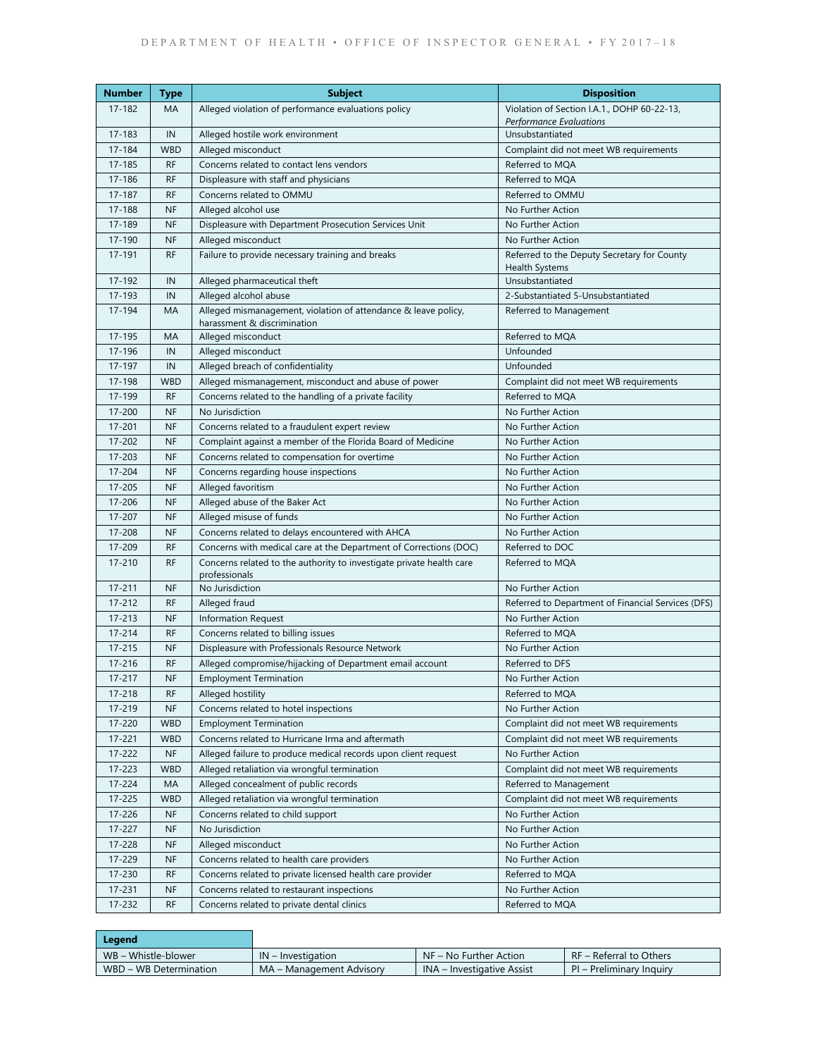| Number | Type | Subject | Disposition |
|---|---|---|---|
| 17-182 | MA | Alleged violation of performance evaluations policy | Violation of Section I.A.1., DOHP 60-22-13, *Performance Evaluations* |
| 17-183 | IN | Alleged hostile work environment | Unsubstantiated |
| 17-184 | WBD | Alleged misconduct | Complaint did not meet WB requirements |
| 17-185 | RF | Concerns related to contact lens vendors | Referred to MQA |
| 17-186 | RF | Displeasure with staff and physicians | Referred to MQA |
| 17-187 | RF | Concerns related to OMMU | Referred to OMMU |
| 17-188 | NF | Alleged alcohol use | No Further Action |
| 17-189 | NF | Displeasure with Department Prosecution Services Unit | No Further Action |
| 17-190 | NF | Alleged misconduct | No Further Action |
| 17-191 | RF | Failure to provide necessary training and breaks | Referred to the Deputy Secretary for County Health Systems |
| 17-192 | IN | Alleged pharmaceutical theft | Unsubstantiated |
| 17-193 | IN | Alleged alcohol abuse | 2-Substantiated 5-Unsubstantiated |
| 17-194 | MA | Alleged mismanagement, violation of attendance & leave policy, harassment & discrimination | Referred to Management |
| 17-195 | MA | Alleged misconduct | Referred to MQA |
| 17-196 | IN | Alleged misconduct | Unfounded |
| 17-197 | IN | Alleged breach of confidentiality | Unfounded |
| 17-198 | WBD | Alleged mismanagement, misconduct and abuse of power | Complaint did not meet WB requirements |
| 17-199 | RF | Concerns related to the handling of a private facility | Referred to MQA |
| 17-200 | NF | No Jurisdiction | No Further Action |
| 17-201 | NF | Concerns related to a fraudulent expert review | No Further Action |
| 17-202 | NF | Complaint against a member of the Florida Board of Medicine | No Further Action |
| 17-203 | NF | Concerns related to compensation for overtime | No Further Action |
| 17-204 | NF | Concerns regarding house inspections | No Further Action |
| 17-205 | NF | Alleged favoritism | No Further Action |
| 17-206 | NF | Alleged abuse of the Baker Act | No Further Action |
| 17-207 | NF | Alleged misuse of funds | No Further Action |
| 17-208 | NF | Concerns related to delays encountered with AHCA | No Further Action |
| 17-209 | RF | Concerns with medical care at the Department of Corrections (DOC) | Referred to DOC |
| 17-210 | RF | Concerns related to the authority to investigate private health care professionals | Referred to MQA |
| 17-211 | NF | No Jurisdiction | No Further Action |
| 17-212 | RF | Alleged fraud | Referred to Department of Financial Services (DFS) |
| 17-213 | NF | Information Request | No Further Action |
| 17-214 | RF | Concerns related to billing issues | Referred to MQA |
| 17-215 | NF | Displeasure with Professionals Resource Network | No Further Action |
| 17-216 | RF | Alleged compromise/hijacking of Department email account | Referred to DFS |
| 17-217 | NF | Employment Termination | No Further Action |
| 17-218 | RF | Alleged hostility | Referred to MQA |
| 17-219 | NF | Concerns related to hotel inspections | No Further Action |
| 17-220 | WBD | Employment Termination | Complaint did not meet WB requirements |
| 17-221 | WBD | Concerns related to Hurricane Irma and aftermath | Complaint did not meet WB requirements |
| 17-222 | NF | Alleged failure to produce medical records upon client request | No Further Action |
| 17-223 | WBD | Alleged retaliation via wrongful termination | Complaint did not meet WB requirements |
| 17-224 | MA | Alleged concealment of public records | Referred to Management |
| 17-225 | WBD | Alleged retaliation via wrongful termination | Complaint did not meet WB requirements |
| 17-226 | NF | Concerns related to child support | No Further Action |
| 17-227 | NF | No Jurisdiction | No Further Action |
| 17-228 | NF | Alleged misconduct | No Further Action |
| 17-229 | NF | Concerns related to health care providers | No Further Action |
| 17-230 | RF | Concerns related to private licensed health care provider | Referred to MQA |
| 17-231 | NF | Concerns related to restaurant inspections | No Further Action |
| 17-232 | RF | Concerns related to private dental clinics | Referred to MQA |

| Legend | | | |
|---|---|---|---|
| WB – Whistle-blower | IN – Investigation | NF – No Further Action | RF – Referral to Others |
| WBD – WB Determination | MA – Management Advisory | INA – Investigative Assist | PI – Preliminary Inquiry |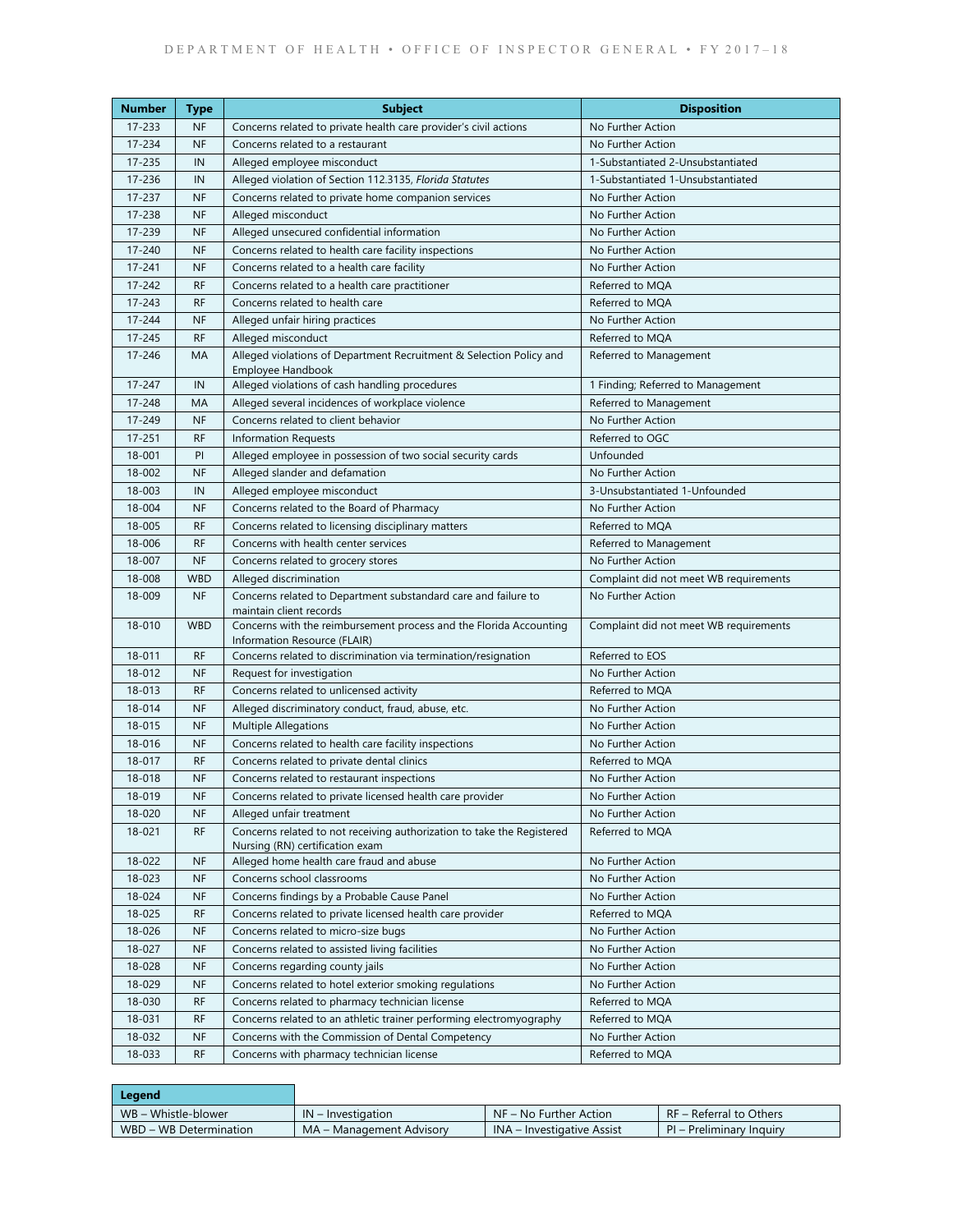| Number | Type | Subject | Disposition |
|---|---|---|---|
| 17-233 | NF | Concerns related to private health care provider's civil actions | No Further Action |
| 17-234 | NF | Concerns related to a restaurant | No Further Action |
| 17-235 | IN | Alleged employee misconduct | 1-Substantiated 2-Unsubstantiated |
| 17-236 | IN | Alleged violation of Section 112.3135, *Florida Statutes* | 1-Substantiated 1-Unsubstantiated |
| 17-237 | NF | Concerns related to private home companion services | No Further Action |
| 17-238 | NF | Alleged misconduct | No Further Action |
| 17-239 | NF | Alleged unsecured confidential information | No Further Action |
| 17-240 | NF | Concerns related to health care facility inspections | No Further Action |
| 17-241 | NF | Concerns related to a health care facility | No Further Action |
| 17-242 | RF | Concerns related to a health care practitioner | Referred to MQA |
| 17-243 | RF | Concerns related to health care | Referred to MQA |
| 17-244 | NF | Alleged unfair hiring practices | No Further Action |
| 17-245 | RF | Alleged misconduct | Referred to MQA |
| 17-246 | MA | Alleged violations of Department Recruitment & Selection Policy and Employee Handbook | Referred to Management |
| 17-247 | IN | Alleged violations of cash handling procedures | 1 Finding; Referred to Management |
| 17-248 | MA | Alleged several incidences of workplace violence | Referred to Management |
| 17-249 | NF | Concerns related to client behavior | No Further Action |
| 17-251 | RF | Information Requests | Referred to OGC |
| 18-001 | PI | Alleged employee in possession of two social security cards | Unfounded |
| 18-002 | NF | Alleged slander and defamation | No Further Action |
| 18-003 | IN | Alleged employee misconduct | 3-Unsubstantiated 1-Unfounded |
| 18-004 | NF | Concerns related to the Board of Pharmacy | No Further Action |
| 18-005 | RF | Concerns related to licensing disciplinary matters | Referred to MQA |
| 18-006 | RF | Concerns with health center services | Referred to Management |
| 18-007 | NF | Concerns related to grocery stores | No Further Action |
| 18-008 | WBD | Alleged discrimination | Complaint did not meet WB requirements |
| 18-009 | NF | Concerns related to Department substandard care and failure to maintain client records | No Further Action |
| 18-010 | WBD | Concerns with the reimbursement process and the Florida Accounting Information Resource (FLAIR) | Complaint did not meet WB requirements |
| 18-011 | RF | Concerns related to discrimination via termination/resignation | Referred to EOS |
| 18-012 | NF | Request for investigation | No Further Action |
| 18-013 | RF | Concerns related to unlicensed activity | Referred to MQA |
| 18-014 | NF | Alleged discriminatory conduct, fraud, abuse, etc. | No Further Action |
| 18-015 | NF | Multiple Allegations | No Further Action |
| 18-016 | NF | Concerns related to health care facility inspections | No Further Action |
| 18-017 | RF | Concerns related to private dental clinics | Referred to MQA |
| 18-018 | NF | Concerns related to restaurant inspections | No Further Action |
| 18-019 | NF | Concerns related to private licensed health care provider | No Further Action |
| 18-020 | NF | Alleged unfair treatment | No Further Action |
| 18-021 | RF | Concerns related to not receiving authorization to take the Registered Nursing (RN) certification exam | Referred to MQA |
| 18-022 | NF | Alleged home health care fraud and abuse | No Further Action |
| 18-023 | NF | Concerns school classrooms | No Further Action |
| 18-024 | NF | Concerns findings by a Probable Cause Panel | No Further Action |
| 18-025 | RF | Concerns related to private licensed health care provider | Referred to MQA |
| 18-026 | NF | Concerns related to micro-size bugs | No Further Action |
| 18-027 | NF | Concerns related to assisted living facilities | No Further Action |
| 18-028 | NF | Concerns regarding county jails | No Further Action |
| 18-029 | NF | Concerns related to hotel exterior smoking regulations | No Further Action |
| 18-030 | RF | Concerns related to pharmacy technician license | Referred to MQA |
| 18-031 | RF | Concerns related to an athletic trainer performing electromyography | Referred to MQA |
| 18-032 | NF | Concerns with the Commission of Dental Competency | No Further Action |
| 18-033 | RF | Concerns with pharmacy technician license | Referred to MQA |

| Legend | | | |
|---|---|---|---|
| WB – Whistle-blower | IN – Investigation | NF – No Further Action | RF – Referral to Others |
| WBD – WB Determination | MA – Management Advisory | INA – Investigative Assist | PI – Preliminary Inquiry |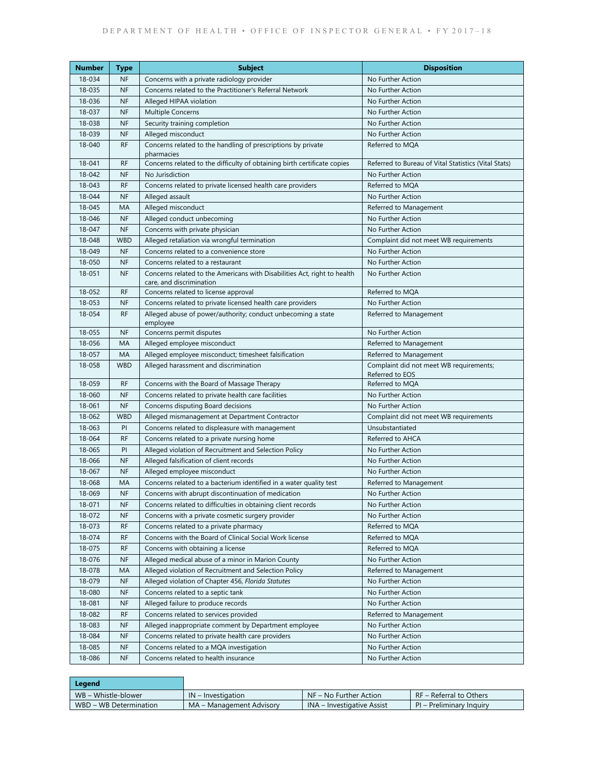| Number | Type | Subject | Disposition |
|---|---|---|---|
| 18-034 | NF | Concerns with a private radiology provider | No Further Action |
| 18-035 | NF | Concerns related to the Practitioner's Referral Network | No Further Action |
| 18-036 | NF | Alleged HIPAA violation | No Further Action |
| 18-037 | NF | Multiple Concerns | No Further Action |
| 18-038 | NF | Security training completion | No Further Action |
| 18-039 | NF | Alleged misconduct | No Further Action |
| 18-040 | RF | Concerns related to the handling of prescriptions by private pharmacies | Referred to MQA |
| 18-041 | RF | Concerns related to the difficulty of obtaining birth certificate copies | Referred to Bureau of Vital Statistics (Vital Stats) |
| 18-042 | NF | No Jurisdiction | No Further Action |
| 18-043 | RF | Concerns related to private licensed health care providers | Referred to MQA |
| 18-044 | NF | Alleged assault | No Further Action |
| 18-045 | MA | Alleged misconduct | Referred to Management |
| 18-046 | NF | Alleged conduct unbecoming | No Further Action |
| 18-047 | NF | Concerns with private physician | No Further Action |
| 18-048 | WBD | Alleged retaliation via wrongful termination | Complaint did not meet WB requirements |
| 18-049 | NF | Concerns related to a convenience store | No Further Action |
| 18-050 | NF | Concerns related to a restaurant | No Further Action |
| 18-051 | NF | Concerns related to the Americans with Disabilities Act, right to health care, and discrimination | No Further Action |
| 18-052 | RF | Concerns related to license approval | Referred to MQA |
| 18-053 | NF | Concerns related to private licensed health care providers | No Further Action |
| 18-054 | RF | Alleged abuse of power/authority; conduct unbecoming a state employee | Referred to Management |
| 18-055 | NF | Concerns permit disputes | No Further Action |
| 18-056 | MA | Alleged employee misconduct | Referred to Management |
| 18-057 | MA | Alleged employee misconduct; timesheet falsification | Referred to Management |
| 18-058 | WBD | Alleged harassment and discrimination | Complaint did not meet WB requirements; Referred to EOS |
| 18-059 | RF | Concerns with the Board of Massage Therapy | Referred to MQA |
| 18-060 | NF | Concerns related to private health care facilities | No Further Action |
| 18-061 | NF | Concerns disputing Board decisions | No Further Action |
| 18-062 | WBD | Alleged mismanagement at Department Contractor | Complaint did not meet WB requirements |
| 18-063 | PI | Concerns related to displeasure with management | Unsubstantiated |
| 18-064 | RF | Concerns related to a private nursing home | Referred to AHCA |
| 18-065 | PI | Alleged violation of Recruitment and Selection Policy | No Further Action |
| 18-066 | NF | Alleged falsification of client records | No Further Action |
| 18-067 | NF | Alleged employee misconduct | No Further Action |
| 18-068 | MA | Concerns related to a bacterium identified in a water quality test | Referred to Management |
| 18-069 | NF | Concerns with abrupt discontinuation of medication | No Further Action |
| 18-071 | NF | Concerns related to difficulties in obtaining client records | No Further Action |
| 18-072 | NF | Concerns with a private cosmetic surgery provider | No Further Action |
| 18-073 | RF | Concerns related to a private pharmacy | Referred to MQA |
| 18-074 | RF | Concerns with the Board of Clinical Social Work license | Referred to MQA |
| 18-075 | RF | Concerns with obtaining a license | Referred to MQA |
| 18-076 | NF | Alleged medical abuse of a minor in Marion County | No Further Action |
| 18-078 | MA | Alleged violation of Recruitment and Selection Policy | Referred to Management |
| 18-079 | NF | Alleged violation of Chapter 456, *Florida Statutes* | No Further Action |
| 18-080 | NF | Concerns related to a septic tank | No Further Action |
| 18-081 | NF | Alleged failure to produce records | No Further Action |
| 18-082 | RF | Concerns related to services provided | Referred to Management |
| 18-083 | NF | Alleged inappropriate comment by Department employee | No Further Action |
| 18-084 | NF | Concerns related to private health care providers | No Further Action |
| 18-085 | NF | Concerns related to a MQA investigation | No Further Action |
| 18-086 | NF | Concerns related to health insurance | No Further Action |

| Legend | | | |
|---|---|---|---|
| WB – Whistle-blower | IN – Investigation | NF – No Further Action | RF – Referral to Others |
| WBD – WB Determination | MA – Management Advisory | INA – Investigative Assist | PI – Preliminary Inquiry |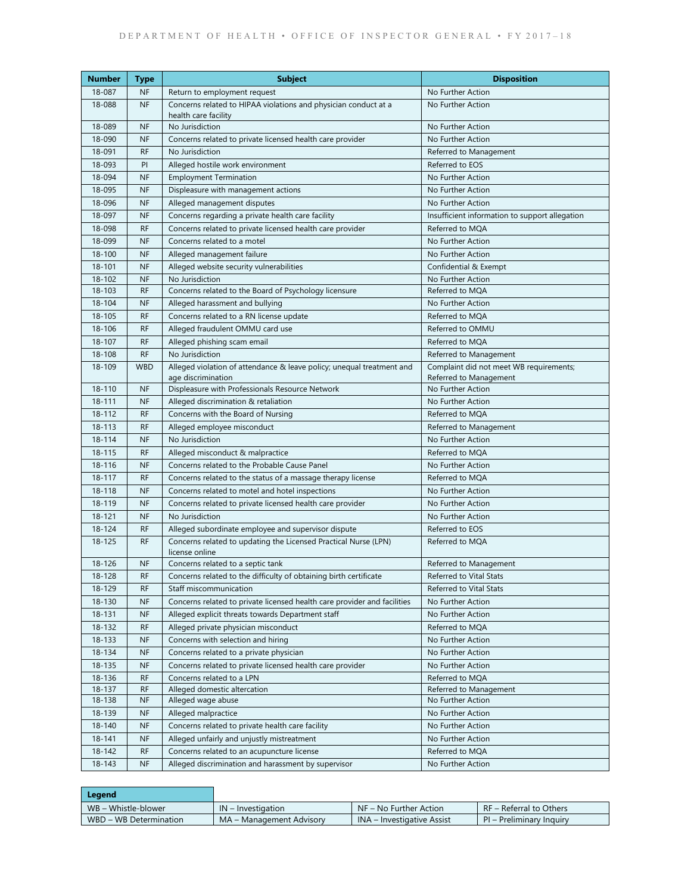| Number | Type | Subject | Disposition |
|---|---|---|---|
| 18-087 | NF | Return to employment request | No Further Action |
| 18-088 | NF | Concerns related to HIPAA violations and physician conduct at a health care facility | No Further Action |
| 18-089 | NF | No Jurisdiction | No Further Action |
| 18-090 | NF | Concerns related to private licensed health care provider | No Further Action |
| 18-091 | RF | No Jurisdiction | Referred to Management |
| 18-093 | PI | Alleged hostile work environment | Referred to EOS |
| 18-094 | NF | Employment Termination | No Further Action |
| 18-095 | NF | Displeasure with management actions | No Further Action |
| 18-096 | NF | Alleged management disputes | No Further Action |
| 18-097 | NF | Concerns regarding a private health care facility | Insufficient information to support allegation |
| 18-098 | RF | Concerns related to private licensed health care provider | Referred to MQA |
| 18-099 | NF | Concerns related to a motel | No Further Action |
| 18-100 | NF | Alleged management failure | No Further Action |
| 18-101 | NF | Alleged website security vulnerabilities | Confidential & Exempt |
| 18-102 | NF | No Jurisdiction | No Further Action |
| 18-103 | RF | Concerns related to the Board of Psychology licensure | Referred to MQA |
| 18-104 | NF | Alleged harassment and bullying | No Further Action |
| 18-105 | RF | Concerns related to a RN license update | Referred to MQA |
| 18-106 | RF | Alleged fraudulent OMMU card use | Referred to OMMU |
| 18-107 | RF | Alleged phishing scam email | Referred to MQA |
| 18-108 | RF | No Jurisdiction | Referred to Management |
| 18-109 | WBD | Alleged violation of attendance & leave policy; unequal treatment and age discrimination | Complaint did not meet WB requirements; Referred to Management |
| 18-110 | NF | Displeasure with Professionals Resource Network | No Further Action |
| 18-111 | NF | Alleged discrimination & retaliation | No Further Action |
| 18-112 | RF | Concerns with the Board of Nursing | Referred to MQA |
| 18-113 | RF | Alleged employee misconduct | Referred to Management |
| 18-114 | NF | No Jurisdiction | No Further Action |
| 18-115 | RF | Alleged misconduct & malpractice | Referred to MQA |
| 18-116 | NF | Concerns related to the Probable Cause Panel | No Further Action |
| 18-117 | RF | Concerns related to the status of a massage therapy license | Referred to MQA |
| 18-118 | NF | Concerns related to motel and hotel inspections | No Further Action |
| 18-119 | NF | Concerns related to private licensed health care provider | No Further Action |
| 18-121 | NF | No Jurisdiction | No Further Action |
| 18-124 | RF | Alleged subordinate employee and supervisor dispute | Referred to EOS |
| 18-125 | RF | Concerns related to updating the Licensed Practical Nurse (LPN) license online | Referred to MQA |
| 18-126 | NF | Concerns related to a septic tank | Referred to Management |
| 18-128 | RF | Concerns related to the difficulty of obtaining birth certificate | Referred to Vital Stats |
| 18-129 | RF | Staff miscommunication | Referred to Vital Stats |
| 18-130 | NF | Concerns related to private licensed health care provider and facilities | No Further Action |
| 18-131 | NF | Alleged explicit threats towards Department staff | No Further Action |
| 18-132 | RF | Alleged private physician misconduct | Referred to MQA |
| 18-133 | NF | Concerns with selection and hiring | No Further Action |
| 18-134 | NF | Concerns related to a private physician | No Further Action |
| 18-135 | NF | Concerns related to private licensed health care provider | No Further Action |
| 18-136 | RF | Concerns related to a LPN | Referred to MQA |
| 18-137 | RF | Alleged domestic altercation | Referred to Management |
| 18-138 | NF | Alleged wage abuse | No Further Action |
| 18-139 | NF | Alleged malpractice | No Further Action |
| 18-140 | NF | Concerns related to private health care facility | No Further Action |
| 18-141 | NF | Alleged unfairly and unjustly mistreatment | No Further Action |
| 18-142 | RF | Concerns related to an acupuncture license | Referred to MQA |
| 18-143 | NF | Alleged discrimination and harassment by supervisor | No Further Action |

| Legend | | | |
|---|---|---|---|
| WB – Whistle-blower | IN – Investigation | NF – No Further Action | RF – Referral to Others |
| WBD – WB Determination | MA – Management Advisory | INA – Investigative Assist | PI – Preliminary Inquiry |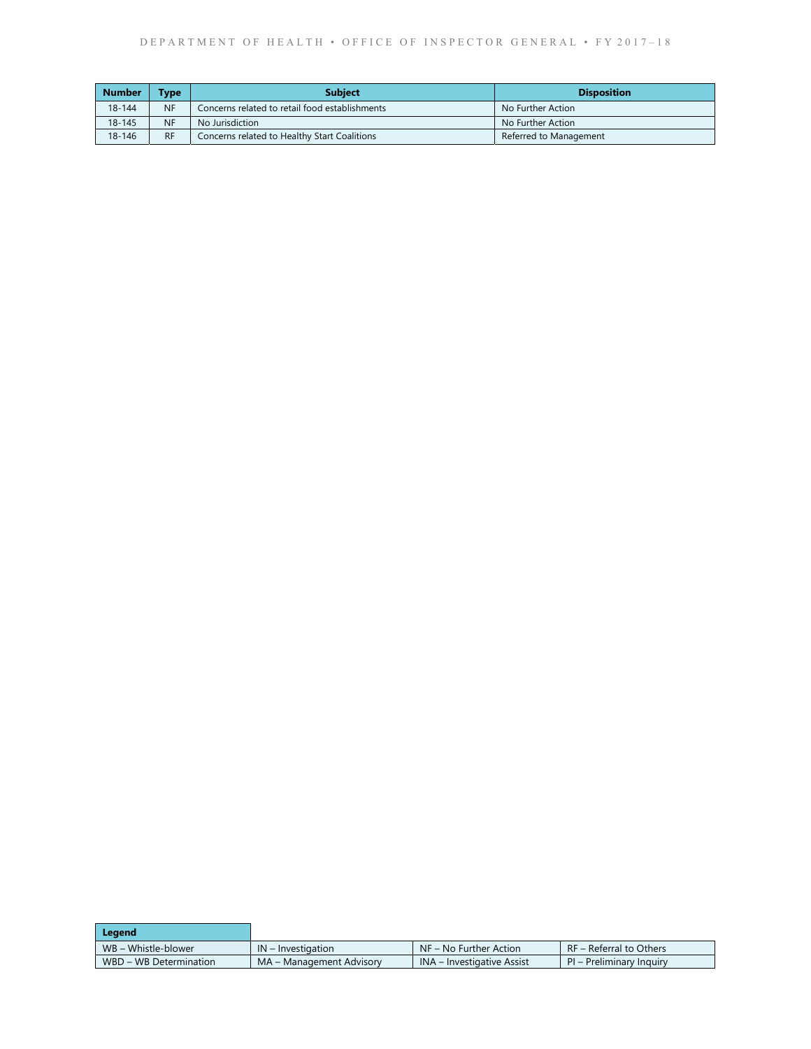| Number | Type | Subject | Disposition |
|---|---|---|---|
| 18-144 | NF | Concerns related to retail food establishments | No Further Action |
| 18-145 | NF | No Jurisdiction | No Further Action |
| 18-146 | RF | Concerns related to Healthy Start Coalitions | Referred to Management |

| Legend | | | |
|---|---|---|---|
| WB – Whistle-blower | IN – Investigation | NF – No Further Action | RF – Referral to Others |
| WBD – WB Determination | MA – Management Advisory | INA – Investigative Assist | PI – Preliminary Inquiry |